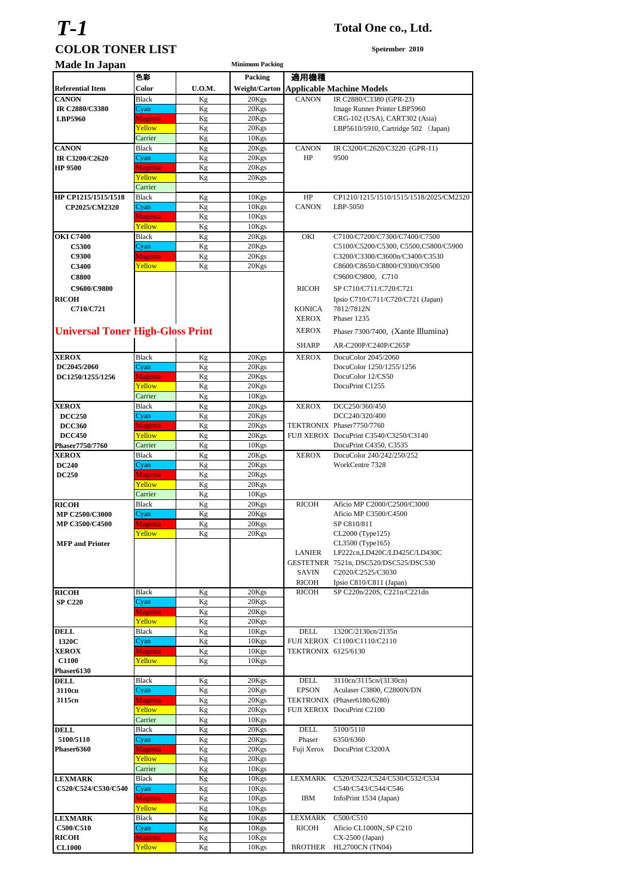# *T-1*

**Total One co., Ltd.**

## COLOR TONER LIST

**Spetember 2010**

### Made In Japan

| Referential Item | 色彩 Color | U.O.M. | Minimum Packing Packing Weight/Carton | 適用機種 Applicable Machine Models | |
|---|---|---|---|---|---|
| **CANON** | Black | Kg | 20Kgs | CANON | IR C2880/C3380 (GPR-23) |
| **IR C2880/C3380** | Cyan | Kg | 20Kgs | | Image Runner Printer LBP5960 |
| **LBP5960** | Magenta | Kg | 20Kgs | | CRG-102 (USA), CART302 (Asia) |
| | Yellow | Kg | 20Kgs | | LBP5610/5910, Cartridge 502 (Japan) |
| | Carrier | Kg | 10Kgs | | |
| **CANON** | Black | Kg | 20Kgs | CANON | IR C3200/C2620/C3220 (GPR-11) |
| **IR C3200/C2620** | Cyan | Kg | 20Kgs | HP | 9500 |
| **HP 9500** | Magenta | Kg | 20Kgs | | |
| | Yellow | Kg | 20Kgs | | |
| | Carrier | | | | |
| **HP CP1215/1515/1518** | Black | Kg | 10Kgs | HP | CP1210/1215/1510/1515/1518/2025/CM2320 |
| **CP2025/CM2320** | Cyan | Kg | 10Kgs | CANON | LBP-5050 |
| | Magenta | Kg | 10Kgs | | |
| | Yellow | Kg | 10Kgs | | |
| **OKI C7400** | Black | Kg | 20Kgs | OKI | C7100/C7200/C7300/C7400/C7500 |
| **C5300** | Cyan | Kg | 20Kgs | | C5100/C5200/C5300, C5500,C5800/C5900 |
| **C9300** | Magenta | Kg | 20Kgs | | C3200/C3300/C3600n/C3400/C3530 |
| **C3400** | Yellow | Kg | 20Kgs | | C8600/C8650/C8800/C9300/C9500 |
| **C8800** | | | | | C9600/C9800, C710 |
| **C9600/C9800** | | | | RICOH | SP C710/C711/C720/C721 |
| **RICOH** | | | | | Ipsio C710/C711/C720/C721 (Japan) |
| **C710/C721** | | | | KONICA | 7812/7812N |
| | | | | XEROX | Phaser 1235 |
| **Universal Toner High-Gloss Print** | | | | XEROX | Phaser 7300/7400, (Xante Illumina) |
| | | | | SHARP | AR-C200P/C240P/C265P |
| **XEROX** | Black | Kg | 20Kgs | XEROX | DocuColor 2045/2060 |
| **DC2045/2060** | Cyan | Kg | 20Kgs | | DocuColor 1250/1255/1256 |
| **DC1250/1255/1256** | Magenta | Kg | 20Kgs | | DocuColor 12/CS50 |
| | Yellow | Kg | 20Kgs | | DocuPrint C1255 |
| | Carrier | Kg | 10Kgs | | |
| **XEROX** | Black | Kg | 20Kgs | XEROX | DCC250/360/450 |
| **DCC250** | Cyan | Kg | 20Kgs | | DCC240/320/400 |
| **DCC360** | Magenta | Kg | 20Kgs | TEKTRONIX | Phaser7750/7760 |
| **DCC450** | Yellow | Kg | 20Kgs | FUJI XEROX | DocuPrint C3540/C3250/C3140 |
| **Phaser7750/7760** | Carrier | Kg | 10Kgs | | DocuPrint C4350, C3535 |
| **XEROX** | Black | Kg | 20Kgs | XEROX | DocuColor 240/242/250/252 |
| **DC240** | Cyan | Kg | 20Kgs | | WorkCentre 7328 |
| **DC250** | Magenta | Kg | 20Kgs | | |
| | Yellow | Kg | 20Kgs | | |
| | Carrier | Kg | 10Kgs | | |
| **RICOH** | Black | Kg | 20Kgs | RICOH | Aficio MP C2000/C2500/C3000 |
| **MP C2500/C3000** | Cyan | Kg | 20Kgs | | Aficio MP C3500/C4500 |
| **MP C3500/C4500** | Magenta | Kg | 20Kgs | | SP C810/811 |
| | Yellow | Kg | 20Kgs | | CL2000 (Type125) |
| **MFP and Printer** | | | | | CL3500 (Type165) |
| | | | | LANIER | LP222cn,LD420C/LD425C/LD430C |
| | | | | GESTETNER | 7521n, DSC520/DSC525/DSC530 |
| | | | | SAVIN | C2020/C2525/C3030 |
| | | | | RICOH | Ipsio C810/C811 (Japan) |
| **RICOH** | Black | Kg | 20Kgs | RICOH | SP C220n/220S, C221n/C221dn |
| **SP C220** | Cyan | Kg | 20Kgs | | |
| | Magenta | Kg | 20Kgs | | |
| | Yellow | Kg | 20Kgs | | |
| **DELL** | Black | Kg | 10Kgs | DELL | 1320C/2130cn/2135n |
| **1320C** | Cyan | Kg | 10Kgs | FUJI XEROX | C1100/C1110/C2110 |
| **XEROX** | Magenta | Kg | 10Kgs | TEKTRONIX | 6125/6130 |
| **C1100** | Yellow | Kg | 10Kgs | | |
| **Phaser6130** | | | | | |
| **DELL** | Black | Kg | 20Kgs | DELL | 3110cn/3115cn/(3130cn) |
| **3110cn** | Cyan | Kg | 20Kgs | EPSON | Aculaser C3800, C2800N/DN |
| **3115cn** | Magenta | Kg | 20Kgs | TEKTRONIX | (Phaser6180/6280) |
| | Yellow | Kg | 20Kgs | FUJI XEROX | DocuPrint C2100 |
| | Carrier | Kg | 10Kgs | | |
| **DELL** | Black | Kg | 20Kgs | DELL | 5100/5110 |
| **5100/5110** | Cyan | Kg | 20Kgs | Phaser | 6350/6360 |
| **Phaser6360** | Magenta | Kg | 20Kgs | Fuji Xerox | DocuPrint C3200A |
| | Yellow | Kg | 20Kgs | | |
| | Carrier | Kg | 10Kgs | | |
| **LEXMARK** | Black | Kg | 10Kgs | LEXMARK | C520/C522/C524/C530/C532/C534 |
| **C520/C524/C530/C540** | Cyan | Kg | 10Kgs | | C540/C543/C544/C546 |
| | Magenta | Kg | 10Kgs | IBM | InfoPrint 1534 (Japan) |
| | Yellow | Kg | 10Kgs | | |
| **LEXMARK** | Black | Kg | 10Kgs | LEXMARK | C500/C510 |
| **C500/C510** | Cyan | Kg | 10Kgs | RICOH | Aficio CL1000N, SP C210 |
| **RICOH** | Magenta | Kg | 10Kgs | | CX-2500 (Japan) |
| **CL1000** | Yellow | Kg | 10Kgs | BROTHER | HL2700CN (TN04) |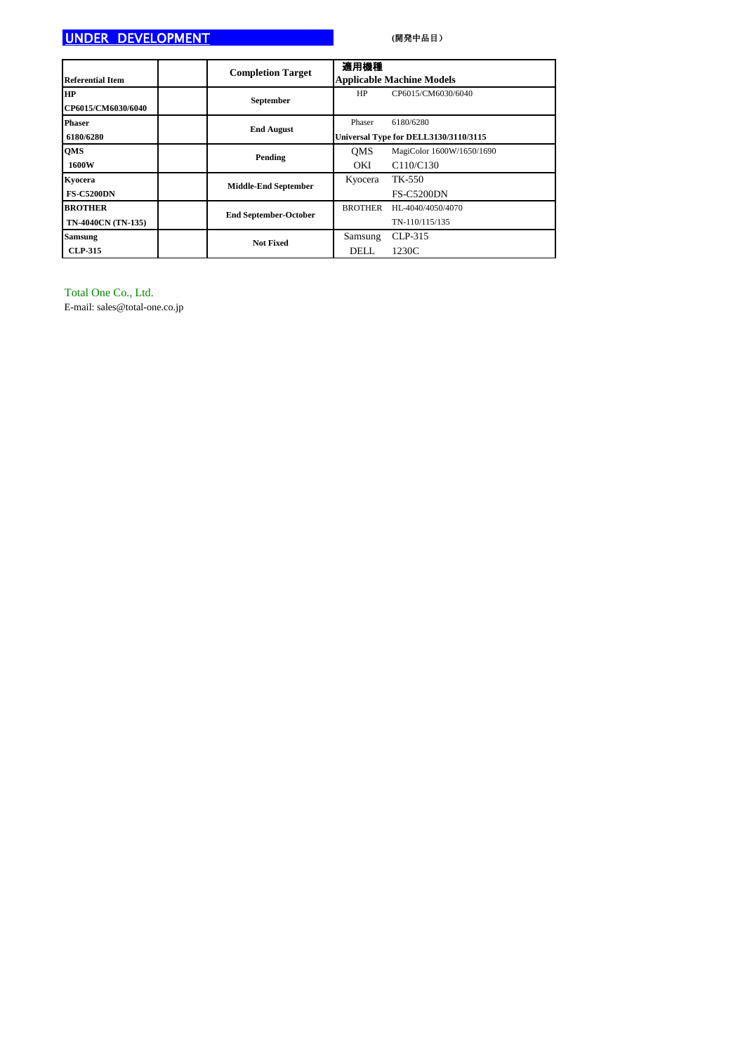# UNDER DEVELOPMENT

(開発中品目)

| Referential Item | | Completion Target | 適用機種 Applicable Machine Models | |
|---|---|---|---|---|
| **HP CP6015/CM6030/6040** | | **September** | HP | CP6015/CM6030/6040 |
| **Phaser 6180/6280** | | **End August** | Phaser | 6180/6280 |
| | | | **Universal Type for DELL3130/3110/3115** | |
| **QMS 1600W** | | **Pending** | QMS | MagiColor 1600W/1650/1690 |
| | | | OKI | C110/C130 |
| **Kyocera FS-C5200DN** | | **Middle-End September** | Kyocera | TK-550 |
| | | | | FS-C5200DN |
| **BROTHER TN-4040CN (TN-135)** | | **End September-October** | BROTHER | HL-4040/4050/4070 |
| | | | | TN-110/115/135 |
| **Samsung CLP-315** | | **Not Fixed** | Samsung | CLP-315 |
| | | | DELL | 1230C |

Total One Co., Ltd.
E-mail: sales@total-one.co.jp